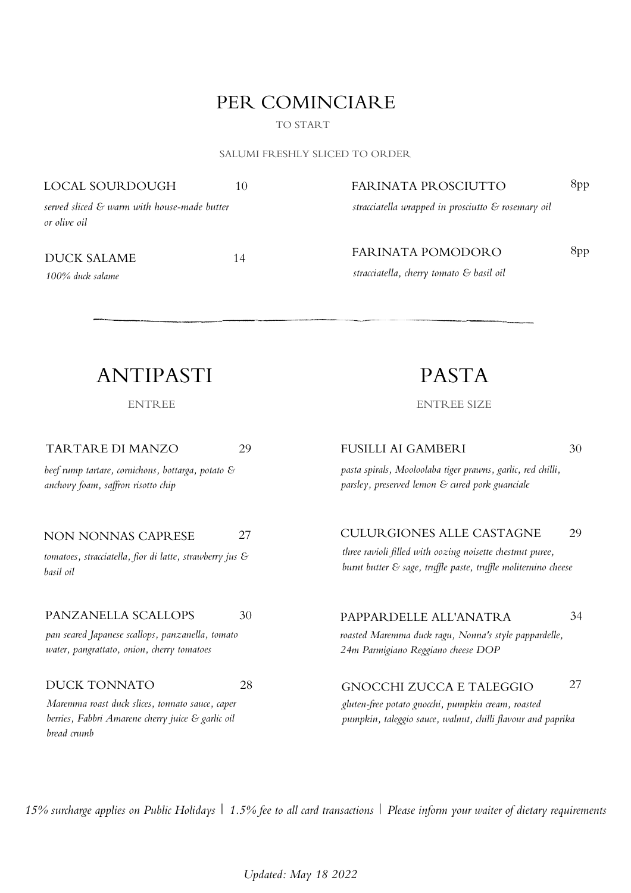# PER COMINCIARE

TO START

SALUMI FRESHLY SLICED TO ORDER

**LOCAL SOURDOUGH** 10
*served sliced & warm with house-made butter or olive oil*

**DUCK SALAME** 14
*100% duck salame*

**FARINATA PROSCIUTTO** 8pp
*stracciatella wrapped in prosciutto & rosemary oil*

**FARINATA POMODORO** 8pp
*stracciatella, cherry tomato & basil oil*

---

## ANTIPASTI

ENTREE

**TARTARE DI MANZO** 29
*beef rump tartare, cornichons, bottarga, potato & anchovy foam, saffron risotto chip*

**NON NONNAS CAPRESE** 27
*tomatoes, stracciatella, fior di latte, strawberry jus & basil oil*

**PANZANELLA SCALLOPS** 30
*pan seared Japanese scallops, panzanella, tomato water, pangrattato, onion, cherry tomatoes*

**DUCK TONNATO** 28
*Maremma roast duck slices, tonnato sauce, caper berries, Fabbri Amarene cherry juice & garlic oil bread crumb*

## PASTA

ENTREE SIZE

**FUSILLI AI GAMBERI** 30
*pasta spirals, Mooloolaba tiger prawns, garlic, red chilli, parsley, preserved lemon & cured pork guanciale*

**CULURGIONES ALLE CASTAGNE** 29
*three ravioli filled with oozing noisette chestnut puree, burnt butter & sage, truffle paste, truffle moliternino cheese*

**PAPPARDELLE ALL'ANATRA** 34
*roasted Maremma duck ragu, Nonna's style pappardelle, 24m Parmigiano Reggiano cheese DOP*

**GNOCCHI ZUCCA E TALEGGIO** 27
*gluten-free potato gnocchi, pumpkin cream, roasted pumpkin, taleggio sauce, walnut, chilli flavour and paprika*

*15% surcharge applies on Public Holidays | 1.5% fee to all card transactions | Please inform your waiter of dietary requirements*

*Updated: May 18 2022*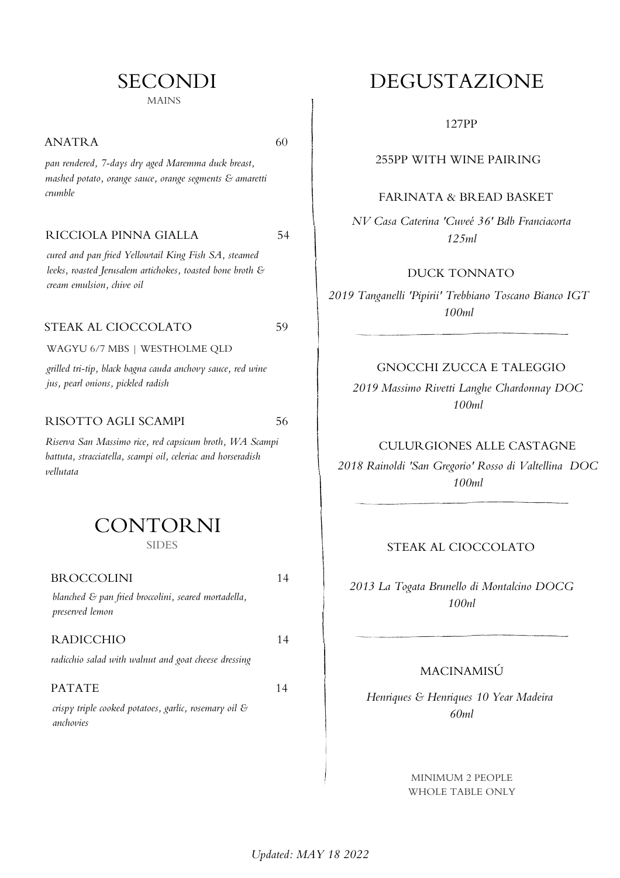## SECONDI

MAINS

**ANATRA** 60

*pan rendered, 7-days dry aged Maremma duck breast, mashed potato, orange sauce, orange segments & amaretti crumble*

**RICCIOLA PINNA GIALLA** 54

*cured and pan fried Yellowtail King Fish SA, steamed leeks, roasted Jerusalem artichokes, toasted bone broth & cream emulsion, chive oil*

**STEAK AL CIOCCOLATO** 59

WAGYU 6/7 MBS | WESTHOLME QLD

*grilled tri-tip, black bagna cauda anchovy sauce, red wine jus, pearl onions, pickled radish*

**RISOTTO AGLI SCAMPI** 56

*Riserva San Massimo rice, red capsicum broth, WA Scampi battuta, stracciatella, scampi oil, celeriac and horseradish vellutata*

## CONTORNI

SIDES

**BROCCOLINI** 14

*blanched & pan fried broccolini, seared mortadella, preserved lemon*

**RADICCHIO** 14

*radicchio salad with walnut and goat cheese dressing*

**PATATE** 14

*crispy triple cooked potatoes, garlic, rosemary oil & anchovies*

## DEGUSTAZIONE

127PP

255PP WITH WINE PAIRING

FARINATA & BREAD BASKET

*NV Casa Caterina 'Cuveé 36' Bdb Franciacorta 125ml*

DUCK TONNATO

*2019 Tanganelli 'Pipirii' Trebbiano Toscano Bianco IGT 100ml*

---

GNOCCHI ZUCCA E TALEGGIO

*2019 Massimo Rivetti Langhe Chardonnay DOC 100ml*

CULURGIONES ALLE CASTAGNE

*2018 Rainoldi 'San Gregorio' Rosso di Valtellina DOC 100ml*

---

STEAK AL CIOCCOLATO

*2013 La Togata Brunello di Montalcino DOCG 100nl*

---

MACINAMISÚ

*Henriques & Henriques 10 Year Madeira 60ml*

MINIMUM 2 PEOPLE
WHOLE TABLE ONLY

*Updated: MAY 18 2022*